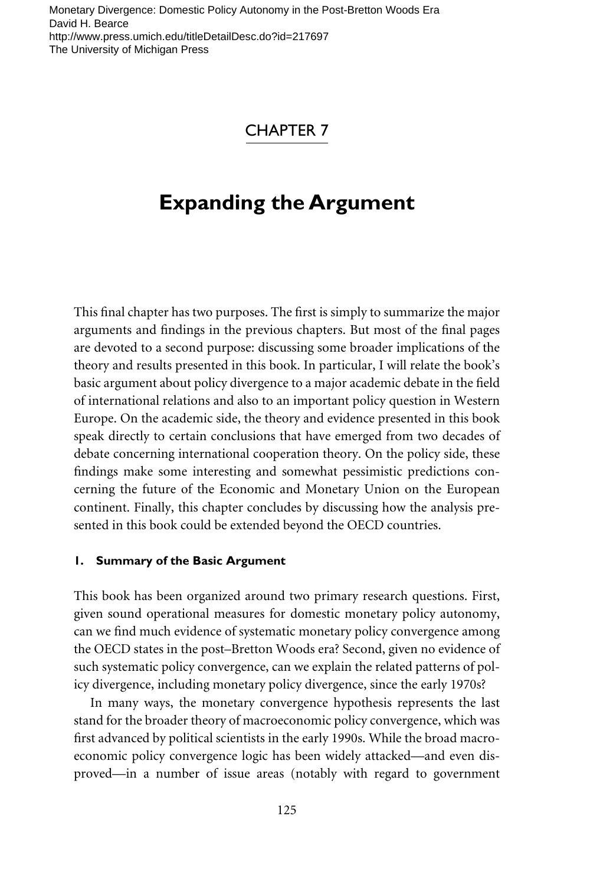# CHAPTER 7

# Expanding the Argument

This final chapter has two purposes. The first is simply to summarize the major arguments and findings in the previous chapters. But most of the final pages are devoted to a second purpose: discussing some broader implications of the theory and results presented in this book. In particular, I will relate the book's basic argument about policy divergence to a major academic debate in the field of international relations and also to an important policy question in Western Europe. On the academic side, the theory and evidence presented in this book speak directly to certain conclusions that have emerged from two decades of debate concerning international cooperation theory. On the policy side, these findings make some interesting and somewhat pessimistic predictions concerning the future of the Economic and Monetary Union on the European continent. Finally, this chapter concludes by discussing how the analysis presented in this book could be extended beyond the OECD countries.

## 1. Summary of the Basic Argument

This book has been organized around two primary research questions. First, given sound operational measures for domestic monetary policy autonomy, can we find much evidence of systematic monetary policy convergence among the OECD states in the post–Bretton Woods era? Second, given no evidence of such systematic policy convergence, can we explain the related patterns of policy divergence, including monetary policy divergence, since the early 1970s?

In many ways, the monetary convergence hypothesis represents the last stand for the broader theory of macroeconomic policy convergence, which was first advanced by political scientists in the early 1990s. While the broad macroeconomic policy convergence logic has been widely attacked—and even disproved—in a number of issue areas (notably with regard to government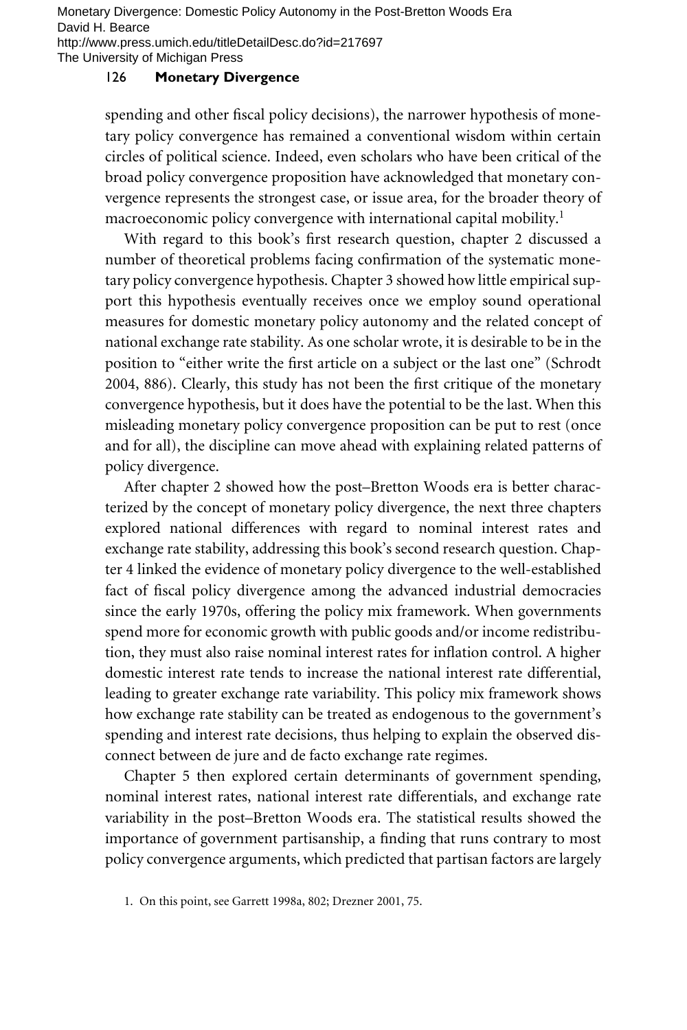spending and other fiscal policy decisions), the narrower hypothesis of monetary policy convergence has remained a conventional wisdom within certain circles of political science. Indeed, even scholars who have been critical of the broad policy convergence proposition have acknowledged that monetary convergence represents the strongest case, or issue area, for the broader theory of macroeconomic policy convergence with international capital mobility.[1]

With regard to this book's first research question, chapter 2 discussed a number of theoretical problems facing confirmation of the systematic monetary policy convergence hypothesis. Chapter 3 showed how little empirical support this hypothesis eventually receives once we employ sound operational measures for domestic monetary policy autonomy and the related concept of national exchange rate stability. As one scholar wrote, it is desirable to be in the position to "either write the first article on a subject or the last one" (Schrodt 2004, 886). Clearly, this study has not been the first critique of the monetary convergence hypothesis, but it does have the potential to be the last. When this misleading monetary policy convergence proposition can be put to rest (once and for all), the discipline can move ahead with explaining related patterns of policy divergence.

After chapter 2 showed how the post–Bretton Woods era is better characterized by the concept of monetary policy divergence, the next three chapters explored national differences with regard to nominal interest rates and exchange rate stability, addressing this book's second research question. Chapter 4 linked the evidence of monetary policy divergence to the well-established fact of fiscal policy divergence among the advanced industrial democracies since the early 1970s, offering the policy mix framework. When governments spend more for economic growth with public goods and/or income redistribution, they must also raise nominal interest rates for inflation control. A higher domestic interest rate tends to increase the national interest rate differential, leading to greater exchange rate variability. This policy mix framework shows how exchange rate stability can be treated as endogenous to the government's spending and interest rate decisions, thus helping to explain the observed disconnect between de jure and de facto exchange rate regimes.

Chapter 5 then explored certain determinants of government spending, nominal interest rates, national interest rate differentials, and exchange rate variability in the post–Bretton Woods era. The statistical results showed the importance of government partisanship, a finding that runs contrary to most policy convergence arguments, which predicted that partisan factors are largely

1. On this point, see Garrett 1998a, 802; Drezner 2001, 75.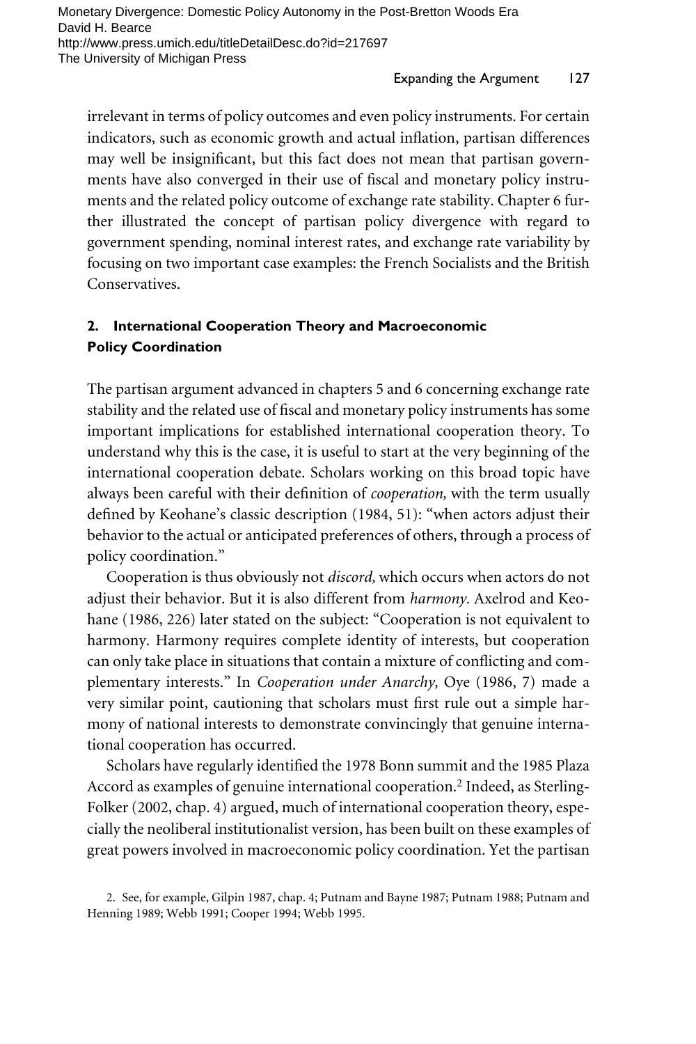irrelevant in terms of policy outcomes and even policy instruments. For certain indicators, such as economic growth and actual inflation, partisan differences may well be insignificant, but this fact does not mean that partisan governments have also converged in their use of fiscal and monetary policy instruments and the related policy outcome of exchange rate stability. Chapter 6 further illustrated the concept of partisan policy divergence with regard to government spending, nominal interest rates, and exchange rate variability by focusing on two important case examples: the French Socialists and the British Conservatives.

## 2. International Cooperation Theory and Macroeconomic Policy Coordination

The partisan argument advanced in chapters 5 and 6 concerning exchange rate stability and the related use of fiscal and monetary policy instruments has some important implications for established international cooperation theory. To understand why this is the case, it is useful to start at the very beginning of the international cooperation debate. Scholars working on this broad topic have always been careful with their definition of *cooperation,* with the term usually defined by Keohane's classic description (1984, 51): "when actors adjust their behavior to the actual or anticipated preferences of others, through a process of policy coordination."

Cooperation is thus obviously not *discord,* which occurs when actors do not adjust their behavior. But it is also different from *harmony.* Axelrod and Keohane (1986, 226) later stated on the subject: "Cooperation is not equivalent to harmony. Harmony requires complete identity of interests, but cooperation can only take place in situations that contain a mixture of conflicting and complementary interests." In *Cooperation under Anarchy,* Oye (1986, 7) made a very similar point, cautioning that scholars must first rule out a simple harmony of national interests to demonstrate convincingly that genuine international cooperation has occurred.

Scholars have regularly identified the 1978 Bonn summit and the 1985 Plaza Accord as examples of genuine international cooperation.[2] Indeed, as Sterling-Folker (2002, chap. 4) argued, much of international cooperation theory, especially the neoliberal institutionalist version, has been built on these examples of great powers involved in macroeconomic policy coordination. Yet the partisan

2. See, for example, Gilpin 1987, chap. 4; Putnam and Bayne 1987; Putnam 1988; Putnam and Henning 1989; Webb 1991; Cooper 1994; Webb 1995.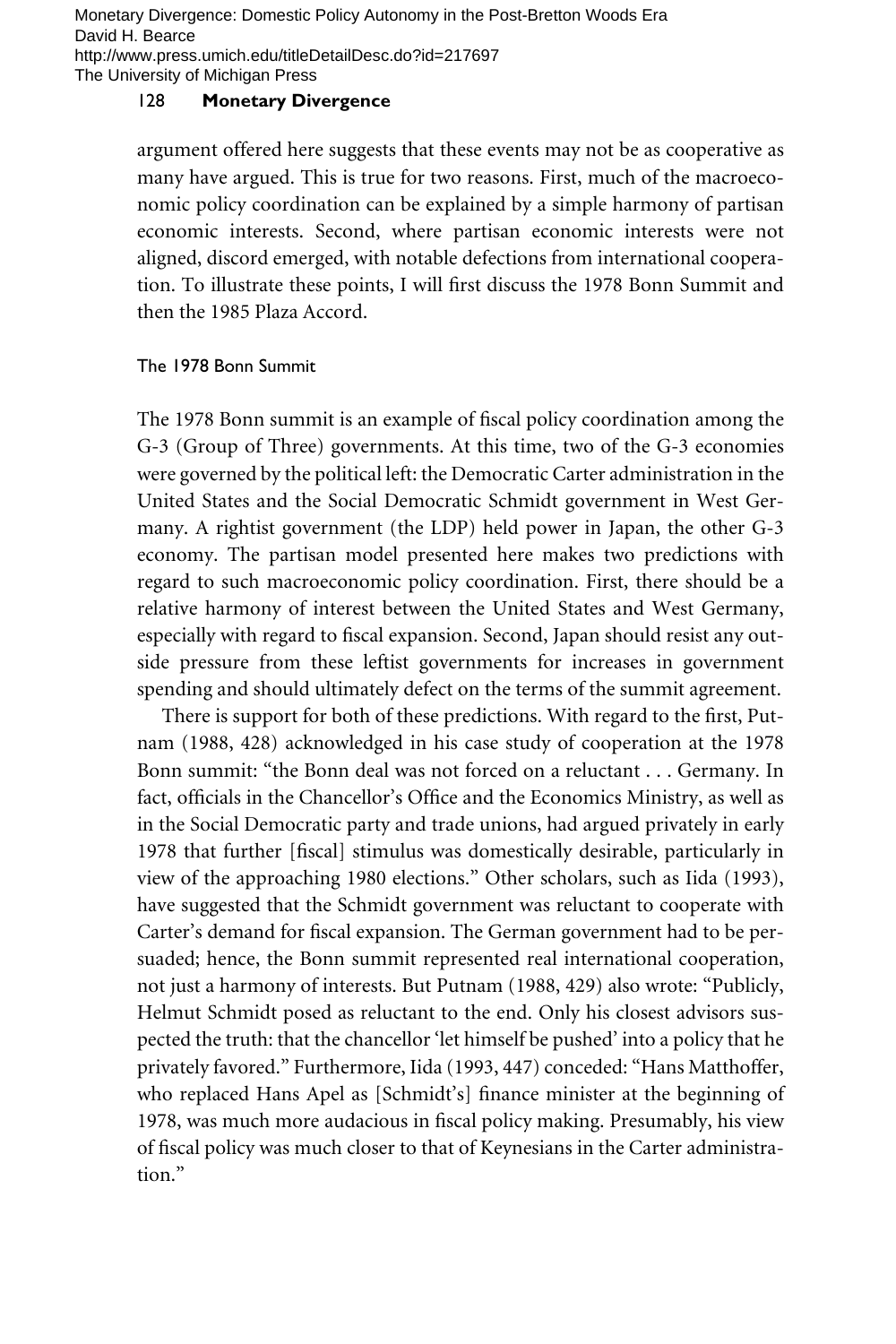argument offered here suggests that these events may not be as cooperative as many have argued. This is true for two reasons. First, much of the macroeconomic policy coordination can be explained by a simple harmony of partisan economic interests. Second, where partisan economic interests were not aligned, discord emerged, with notable defections from international cooperation. To illustrate these points, I will first discuss the 1978 Bonn Summit and then the 1985 Plaza Accord.

### The 1978 Bonn Summit

The 1978 Bonn summit is an example of fiscal policy coordination among the G-3 (Group of Three) governments. At this time, two of the G-3 economies were governed by the political left: the Democratic Carter administration in the United States and the Social Democratic Schmidt government in West Germany. A rightist government (the LDP) held power in Japan, the other G-3 economy. The partisan model presented here makes two predictions with regard to such macroeconomic policy coordination. First, there should be a relative harmony of interest between the United States and West Germany, especially with regard to fiscal expansion. Second, Japan should resist any outside pressure from these leftist governments for increases in government spending and should ultimately defect on the terms of the summit agreement.

There is support for both of these predictions. With regard to the first, Putnam (1988, 428) acknowledged in his case study of cooperation at the 1978 Bonn summit: "the Bonn deal was not forced on a reluctant . . . Germany. In fact, officials in the Chancellor's Office and the Economics Ministry, as well as in the Social Democratic party and trade unions, had argued privately in early 1978 that further [fiscal] stimulus was domestically desirable, particularly in view of the approaching 1980 elections." Other scholars, such as Iida (1993), have suggested that the Schmidt government was reluctant to cooperate with Carter's demand for fiscal expansion. The German government had to be persuaded; hence, the Bonn summit represented real international cooperation, not just a harmony of interests. But Putnam (1988, 429) also wrote: "Publicly, Helmut Schmidt posed as reluctant to the end. Only his closest advisors suspected the truth: that the chancellor 'let himself be pushed' into a policy that he privately favored." Furthermore, Iida (1993, 447) conceded: "Hans Matthoffer, who replaced Hans Apel as [Schmidt's] finance minister at the beginning of 1978, was much more audacious in fiscal policy making. Presumably, his view of fiscal policy was much closer to that of Keynesians in the Carter administration."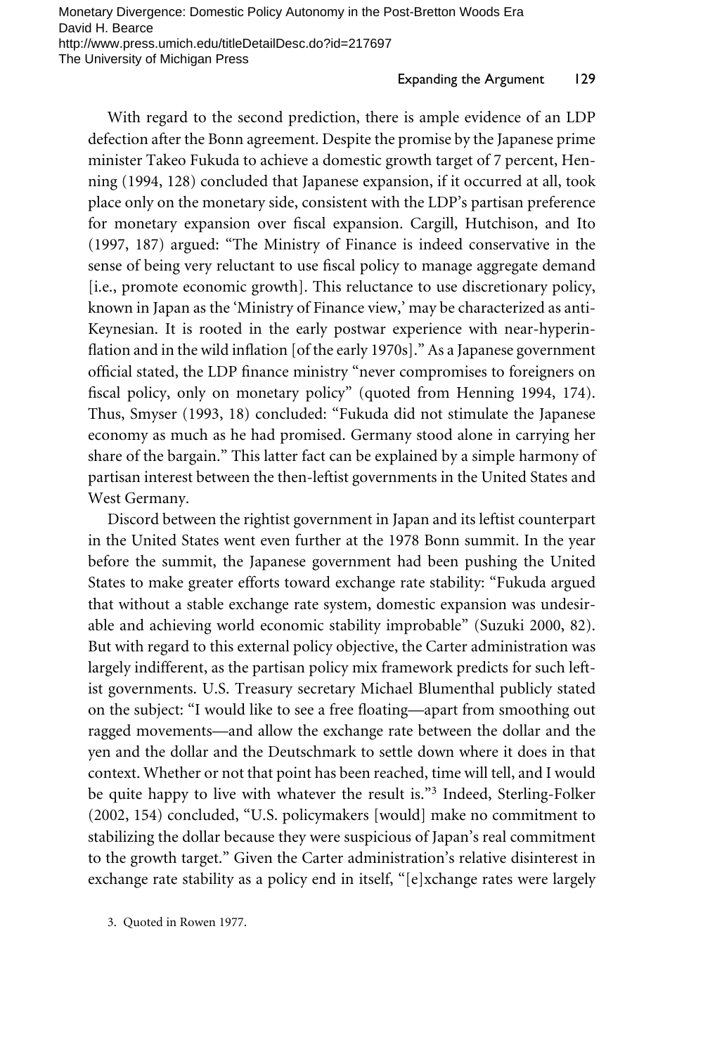With regard to the second prediction, there is ample evidence of an LDP defection after the Bonn agreement. Despite the promise by the Japanese prime minister Takeo Fukuda to achieve a domestic growth target of 7 percent, Henning (1994, 128) concluded that Japanese expansion, if it occurred at all, took place only on the monetary side, consistent with the LDP's partisan preference for monetary expansion over fiscal expansion. Cargill, Hutchison, and Ito (1997, 187) argued: "The Ministry of Finance is indeed conservative in the sense of being very reluctant to use fiscal policy to manage aggregate demand [i.e., promote economic growth]. This reluctance to use discretionary policy, known in Japan as the 'Ministry of Finance view,' may be characterized as anti-Keynesian. It is rooted in the early postwar experience with near-hyperinflation and in the wild inflation [of the early 1970s]." As a Japanese government official stated, the LDP finance ministry "never compromises to foreigners on fiscal policy, only on monetary policy" (quoted from Henning 1994, 174). Thus, Smyser (1993, 18) concluded: "Fukuda did not stimulate the Japanese economy as much as he had promised. Germany stood alone in carrying her share of the bargain." This latter fact can be explained by a simple harmony of partisan interest between the then-leftist governments in the United States and West Germany.

Discord between the rightist government in Japan and its leftist counterpart in the United States went even further at the 1978 Bonn summit. In the year before the summit, the Japanese government had been pushing the United States to make greater efforts toward exchange rate stability: "Fukuda argued that without a stable exchange rate system, domestic expansion was undesirable and achieving world economic stability improbable" (Suzuki 2000, 82). But with regard to this external policy objective, the Carter administration was largely indifferent, as the partisan policy mix framework predicts for such leftist governments. U.S. Treasury secretary Michael Blumenthal publicly stated on the subject: "I would like to see a free floating—apart from smoothing out ragged movements—and allow the exchange rate between the dollar and the yen and the dollar and the Deutschmark to settle down where it does in that context. Whether or not that point has been reached, time will tell, and I would be quite happy to live with whatever the result is."[3] Indeed, Sterling-Folker (2002, 154) concluded, "U.S. policymakers [would] make no commitment to stabilizing the dollar because they were suspicious of Japan's real commitment to the growth target." Given the Carter administration's relative disinterest in exchange rate stability as a policy end in itself, "[e]xchange rates were largely

3. Quoted in Rowen 1977.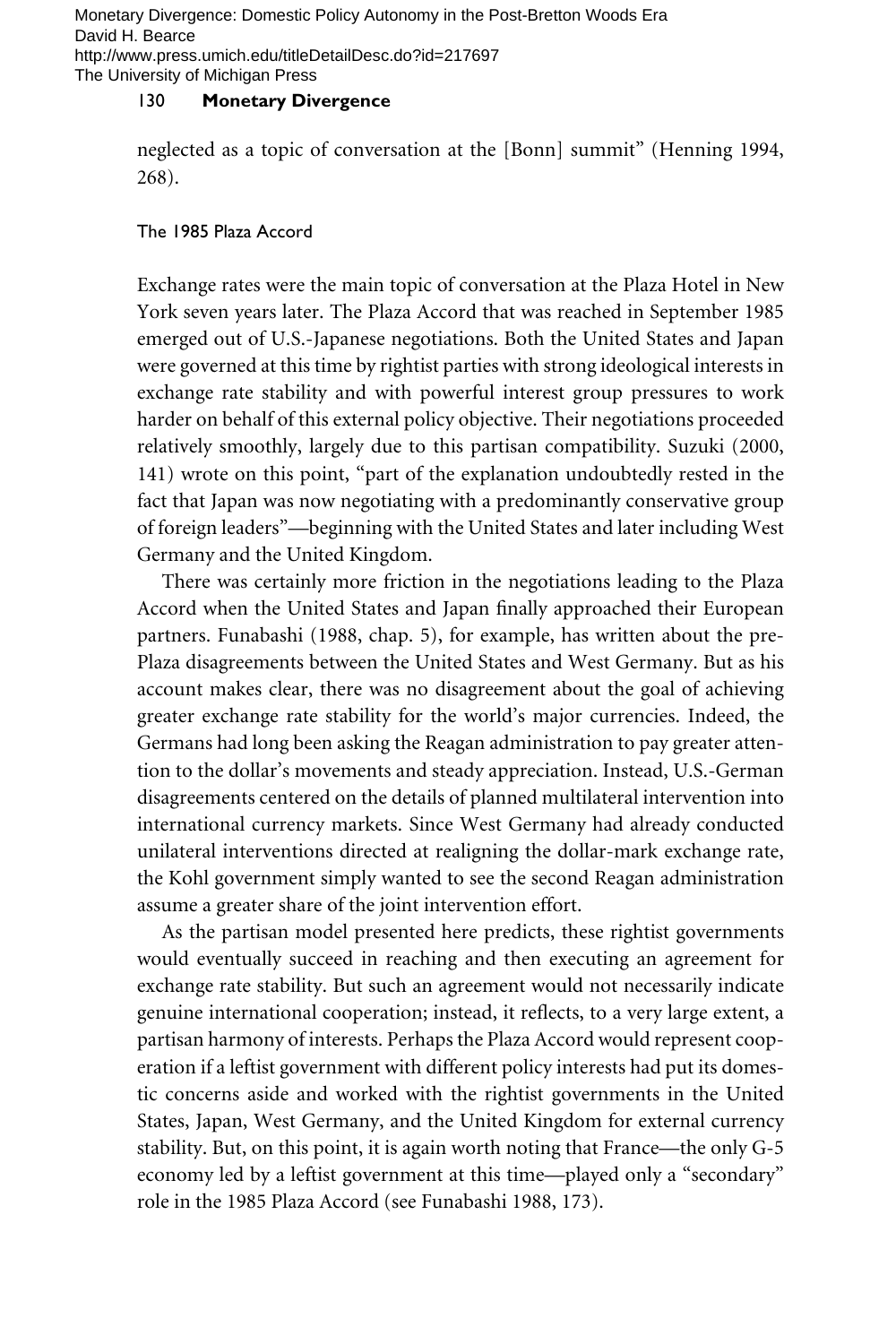neglected as a topic of conversation at the [Bonn] summit" (Henning 1994, 268).

### The 1985 Plaza Accord

Exchange rates were the main topic of conversation at the Plaza Hotel in New York seven years later. The Plaza Accord that was reached in September 1985 emerged out of U.S.-Japanese negotiations. Both the United States and Japan were governed at this time by rightist parties with strong ideological interests in exchange rate stability and with powerful interest group pressures to work harder on behalf of this external policy objective. Their negotiations proceeded relatively smoothly, largely due to this partisan compatibility. Suzuki (2000, 141) wrote on this point, "part of the explanation undoubtedly rested in the fact that Japan was now negotiating with a predominantly conservative group of foreign leaders"—beginning with the United States and later including West Germany and the United Kingdom.

There was certainly more friction in the negotiations leading to the Plaza Accord when the United States and Japan finally approached their European partners. Funabashi (1988, chap. 5), for example, has written about the pre-Plaza disagreements between the United States and West Germany. But as his account makes clear, there was no disagreement about the goal of achieving greater exchange rate stability for the world's major currencies. Indeed, the Germans had long been asking the Reagan administration to pay greater attention to the dollar's movements and steady appreciation. Instead, U.S.-German disagreements centered on the details of planned multilateral intervention into international currency markets. Since West Germany had already conducted unilateral interventions directed at realigning the dollar-mark exchange rate, the Kohl government simply wanted to see the second Reagan administration assume a greater share of the joint intervention effort.

As the partisan model presented here predicts, these rightist governments would eventually succeed in reaching and then executing an agreement for exchange rate stability. But such an agreement would not necessarily indicate genuine international cooperation; instead, it reflects, to a very large extent, a partisan harmony of interests. Perhaps the Plaza Accord would represent cooperation if a leftist government with different policy interests had put its domestic concerns aside and worked with the rightist governments in the United States, Japan, West Germany, and the United Kingdom for external currency stability. But, on this point, it is again worth noting that France—the only G-5 economy led by a leftist government at this time—played only a "secondary" role in the 1985 Plaza Accord (see Funabashi 1988, 173).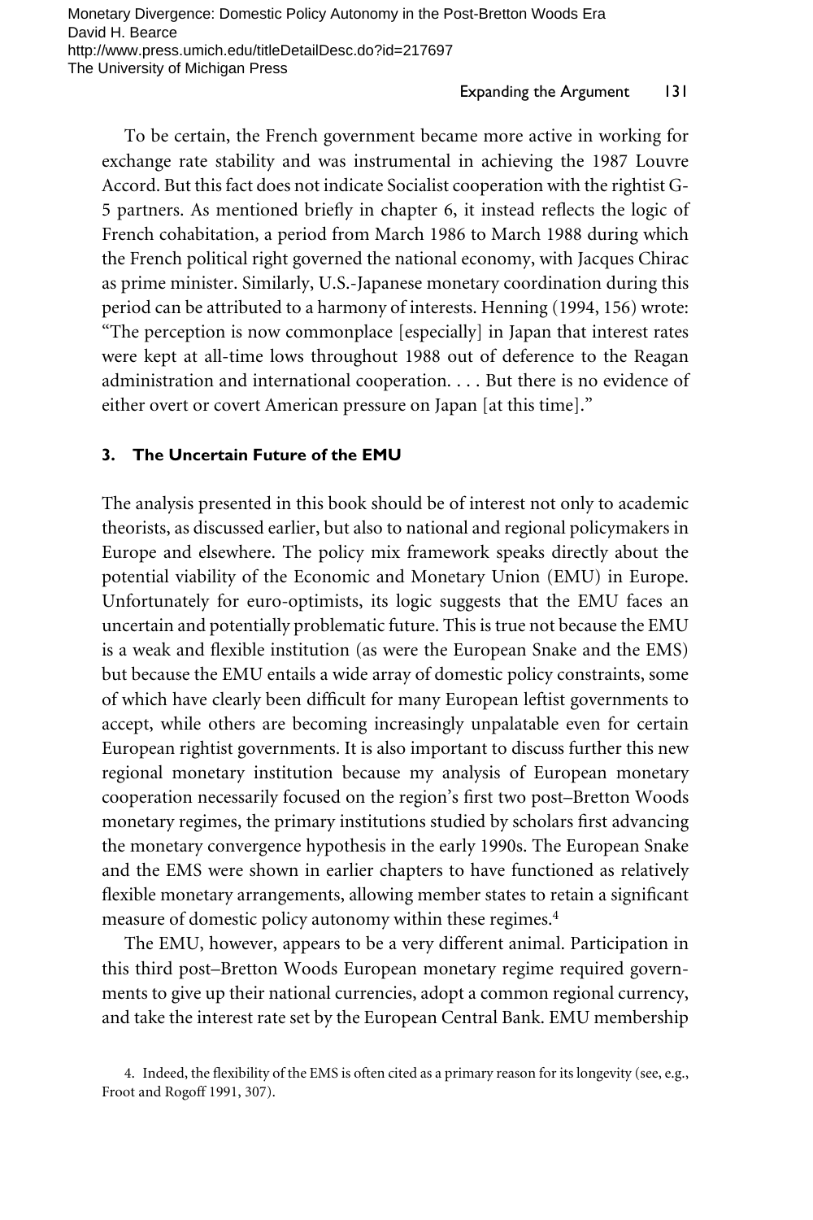To be certain, the French government became more active in working for exchange rate stability and was instrumental in achieving the 1987 Louvre Accord. But this fact does not indicate Socialist cooperation with the rightist G-5 partners. As mentioned briefly in chapter 6, it instead reflects the logic of French cohabitation, a period from March 1986 to March 1988 during which the French political right governed the national economy, with Jacques Chirac as prime minister. Similarly, U.S.-Japanese monetary coordination during this period can be attributed to a harmony of interests. Henning (1994, 156) wrote: "The perception is now commonplace [especially] in Japan that interest rates were kept at all-time lows throughout 1988 out of deference to the Reagan administration and international cooperation. . . . But there is no evidence of either overt or covert American pressure on Japan [at this time]."

### 3. The Uncertain Future of the EMU

The analysis presented in this book should be of interest not only to academic theorists, as discussed earlier, but also to national and regional policymakers in Europe and elsewhere. The policy mix framework speaks directly about the potential viability of the Economic and Monetary Union (EMU) in Europe. Unfortunately for euro-optimists, its logic suggests that the EMU faces an uncertain and potentially problematic future. This is true not because the EMU is a weak and flexible institution (as were the European Snake and the EMS) but because the EMU entails a wide array of domestic policy constraints, some of which have clearly been difficult for many European leftist governments to accept, while others are becoming increasingly unpalatable even for certain European rightist governments. It is also important to discuss further this new regional monetary institution because my analysis of European monetary cooperation necessarily focused on the region's first two post–Bretton Woods monetary regimes, the primary institutions studied by scholars first advancing the monetary convergence hypothesis in the early 1990s. The European Snake and the EMS were shown in earlier chapters to have functioned as relatively flexible monetary arrangements, allowing member states to retain a significant measure of domestic policy autonomy within these regimes.[4]

The EMU, however, appears to be a very different animal. Participation in this third post–Bretton Woods European monetary regime required governments to give up their national currencies, adopt a common regional currency, and take the interest rate set by the European Central Bank. EMU membership

4. Indeed, the flexibility of the EMS is often cited as a primary reason for its longevity (see, e.g., Froot and Rogoff 1991, 307).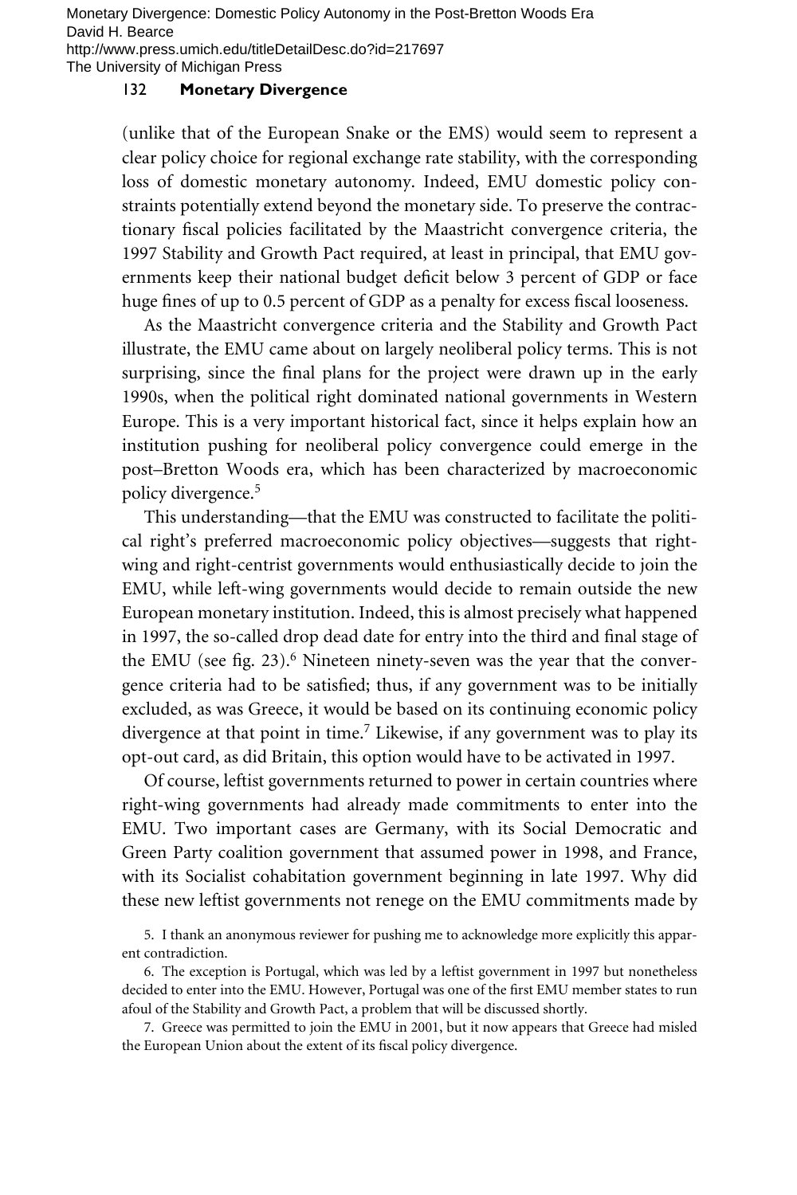(unlike that of the European Snake or the EMS) would seem to represent a clear policy choice for regional exchange rate stability, with the corresponding loss of domestic monetary autonomy. Indeed, EMU domestic policy constraints potentially extend beyond the monetary side. To preserve the contractionary fiscal policies facilitated by the Maastricht convergence criteria, the 1997 Stability and Growth Pact required, at least in principal, that EMU governments keep their national budget deficit below 3 percent of GDP or face huge fines of up to 0.5 percent of GDP as a penalty for excess fiscal looseness.

As the Maastricht convergence criteria and the Stability and Growth Pact illustrate, the EMU came about on largely neoliberal policy terms. This is not surprising, since the final plans for the project were drawn up in the early 1990s, when the political right dominated national governments in Western Europe. This is a very important historical fact, since it helps explain how an institution pushing for neoliberal policy convergence could emerge in the post–Bretton Woods era, which has been characterized by macroeconomic policy divergence.[5]

This understanding—that the EMU was constructed to facilitate the political right's preferred macroeconomic policy objectives—suggests that right-wing and right-centrist governments would enthusiastically decide to join the EMU, while left-wing governments would decide to remain outside the new European monetary institution. Indeed, this is almost precisely what happened in 1997, the so-called drop dead date for entry into the third and final stage of the EMU (see fig. 23).[6] Nineteen ninety-seven was the year that the convergence criteria had to be satisfied; thus, if any government was to be initially excluded, as was Greece, it would be based on its continuing economic policy divergence at that point in time.[7] Likewise, if any government was to play its opt-out card, as did Britain, this option would have to be activated in 1997.

Of course, leftist governments returned to power in certain countries where right-wing governments had already made commitments to enter into the EMU. Two important cases are Germany, with its Social Democratic and Green Party coalition government that assumed power in 1998, and France, with its Socialist cohabitation government beginning in late 1997. Why did these new leftist governments not renege on the EMU commitments made by

5. I thank an anonymous reviewer for pushing me to acknowledge more explicitly this apparent contradiction.

6. The exception is Portugal, which was led by a leftist government in 1997 but nonetheless decided to enter into the EMU. However, Portugal was one of the first EMU member states to run afoul of the Stability and Growth Pact, a problem that will be discussed shortly.

7. Greece was permitted to join the EMU in 2001, but it now appears that Greece had misled the European Union about the extent of its fiscal policy divergence.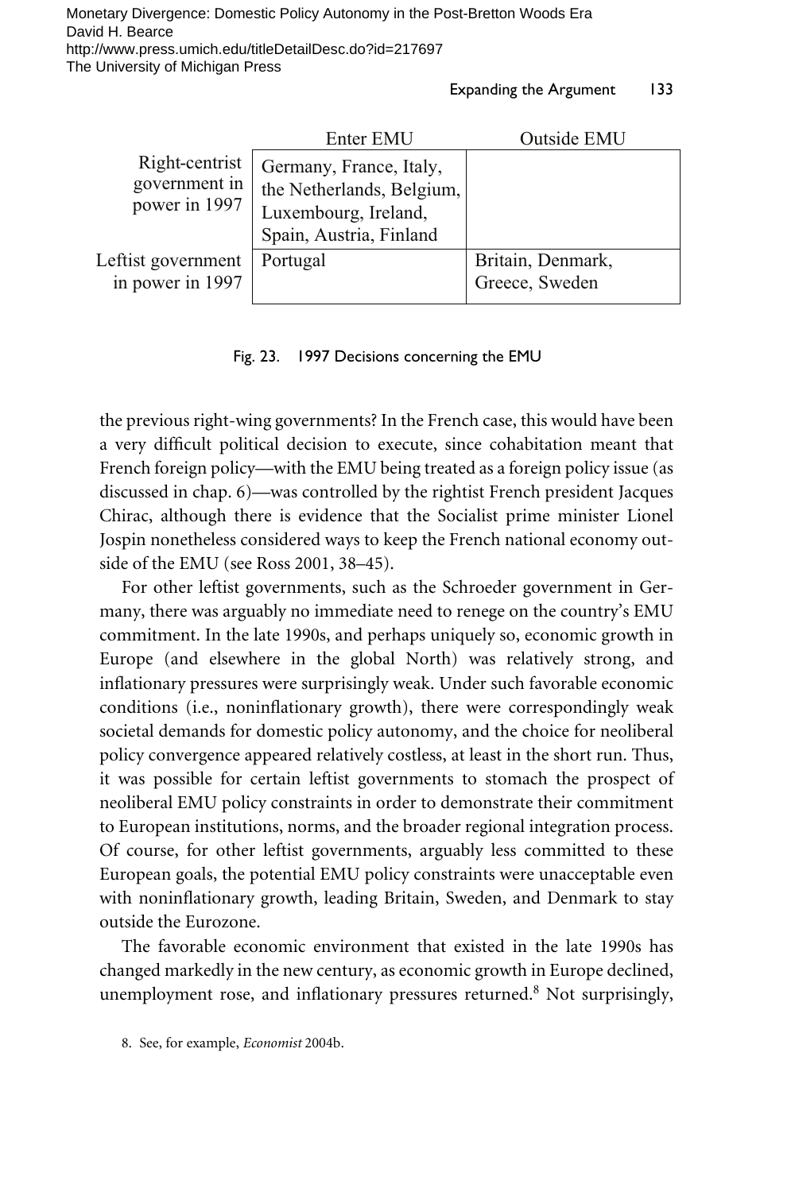| | Enter EMU | Outside EMU |
|---|---|---|
| Right-centrist government in power in 1997 | Germany, France, Italy, the Netherlands, Belgium, Luxembourg, Ireland, Spain, Austria, Finland | |
| Leftist government in power in 1997 | Portugal | Britain, Denmark, Greece, Sweden |

Fig. 23. 1997 Decisions concerning the EMU

the previous right-wing governments? In the French case, this would have been a very difficult political decision to execute, since cohabitation meant that French foreign policy—with the EMU being treated as a foreign policy issue (as discussed in chap. 6)—was controlled by the rightist French president Jacques Chirac, although there is evidence that the Socialist prime minister Lionel Jospin nonetheless considered ways to keep the French national economy outside of the EMU (see Ross 2001, 38–45).

For other leftist governments, such as the Schroeder government in Germany, there was arguably no immediate need to renege on the country's EMU commitment. In the late 1990s, and perhaps uniquely so, economic growth in Europe (and elsewhere in the global North) was relatively strong, and inflationary pressures were surprisingly weak. Under such favorable economic conditions (i.e., noninflationary growth), there were correspondingly weak societal demands for domestic policy autonomy, and the choice for neoliberal policy convergence appeared relatively costless, at least in the short run. Thus, it was possible for certain leftist governments to stomach the prospect of neoliberal EMU policy constraints in order to demonstrate their commitment to European institutions, norms, and the broader regional integration process. Of course, for other leftist governments, arguably less committed to these European goals, the potential EMU policy constraints were unacceptable even with noninflationary growth, leading Britain, Sweden, and Denmark to stay outside the Eurozone.

The favorable economic environment that existed in the late 1990s has changed markedly in the new century, as economic growth in Europe declined, unemployment rose, and inflationary pressures returned.[8] Not surprisingly,

8. See, for example, *Economist* 2004b.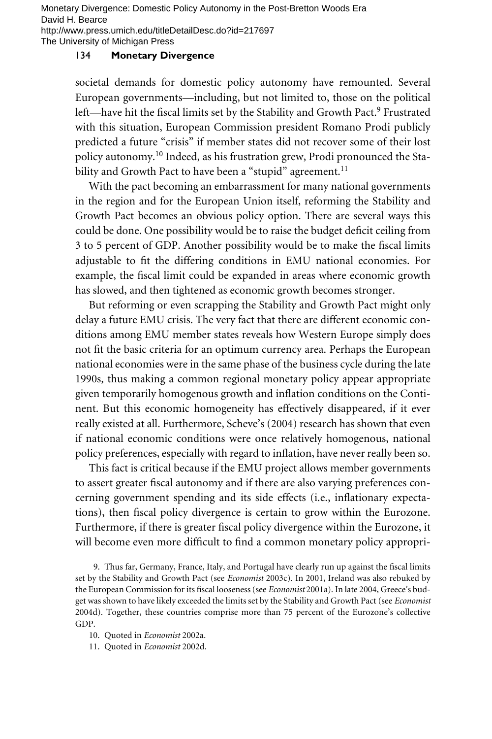societal demands for domestic policy autonomy have remounted. Several European governments—including, but not limited to, those on the political left—have hit the fiscal limits set by the Stability and Growth Pact.[9] Frustrated with this situation, European Commission president Romano Prodi publicly predicted a future "crisis" if member states did not recover some of their lost policy autonomy.[10] Indeed, as his frustration grew, Prodi pronounced the Stability and Growth Pact to have been a "stupid" agreement.[11]

With the pact becoming an embarrassment for many national governments in the region and for the European Union itself, reforming the Stability and Growth Pact becomes an obvious policy option. There are several ways this could be done. One possibility would be to raise the budget deficit ceiling from 3 to 5 percent of GDP. Another possibility would be to make the fiscal limits adjustable to fit the differing conditions in EMU national economies. For example, the fiscal limit could be expanded in areas where economic growth has slowed, and then tightened as economic growth becomes stronger.

But reforming or even scrapping the Stability and Growth Pact might only delay a future EMU crisis. The very fact that there are different economic conditions among EMU member states reveals how Western Europe simply does not fit the basic criteria for an optimum currency area. Perhaps the European national economies were in the same phase of the business cycle during the late 1990s, thus making a common regional monetary policy appear appropriate given temporarily homogenous growth and inflation conditions on the Continent. But this economic homogeneity has effectively disappeared, if it ever really existed at all. Furthermore, Scheve's (2004) research has shown that even if national economic conditions were once relatively homogenous, national policy preferences, especially with regard to inflation, have never really been so.

This fact is critical because if the EMU project allows member governments to assert greater fiscal autonomy and if there are also varying preferences concerning government spending and its side effects (i.e., inflationary expectations), then fiscal policy divergence is certain to grow within the Eurozone. Furthermore, if there is greater fiscal policy divergence within the Eurozone, it will become even more difficult to find a common monetary policy appropri-

9. Thus far, Germany, France, Italy, and Portugal have clearly run up against the fiscal limits set by the Stability and Growth Pact (see *Economist* 2003c). In 2001, Ireland was also rebuked by the European Commission for its fiscal looseness (see *Economist* 2001a). In late 2004, Greece's budget was shown to have likely exceeded the limits set by the Stability and Growth Pact (see *Economist* 2004d). Together, these countries comprise more than 75 percent of the Eurozone's collective GDP.

10. Quoted in *Economist* 2002a.

11. Quoted in *Economist* 2002d.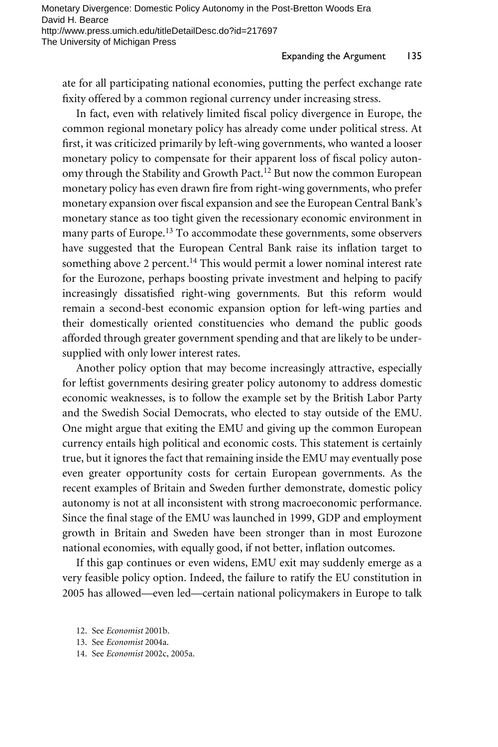ate for all participating national economies, putting the perfect exchange rate fixity offered by a common regional currency under increasing stress.

In fact, even with relatively limited fiscal policy divergence in Europe, the common regional monetary policy has already come under political stress. At first, it was criticized primarily by left-wing governments, who wanted a looser monetary policy to compensate for their apparent loss of fiscal policy autonomy through the Stability and Growth Pact.[12] But now the common European monetary policy has even drawn fire from right-wing governments, who prefer monetary expansion over fiscal expansion and see the European Central Bank's monetary stance as too tight given the recessionary economic environment in many parts of Europe.[13] To accommodate these governments, some observers have suggested that the European Central Bank raise its inflation target to something above 2 percent.[14] This would permit a lower nominal interest rate for the Eurozone, perhaps boosting private investment and helping to pacify increasingly dissatisfied right-wing governments. But this reform would remain a second-best economic expansion option for left-wing parties and their domestically oriented constituencies who demand the public goods afforded through greater government spending and that are likely to be undersupplied with only lower interest rates.

Another policy option that may become increasingly attractive, especially for leftist governments desiring greater policy autonomy to address domestic economic weaknesses, is to follow the example set by the British Labor Party and the Swedish Social Democrats, who elected to stay outside of the EMU. One might argue that exiting the EMU and giving up the common European currency entails high political and economic costs. This statement is certainly true, but it ignores the fact that remaining inside the EMU may eventually pose even greater opportunity costs for certain European governments. As the recent examples of Britain and Sweden further demonstrate, domestic policy autonomy is not at all inconsistent with strong macroeconomic performance. Since the final stage of the EMU was launched in 1999, GDP and employment growth in Britain and Sweden have been stronger than in most Eurozone national economies, with equally good, if not better, inflation outcomes.

If this gap continues or even widens, EMU exit may suddenly emerge as a very feasible policy option. Indeed, the failure to ratify the EU constitution in 2005 has allowed—even led—certain national policymakers in Europe to talk

12. See *Economist* 2001b.

13. See *Economist* 2004a.

14. See *Economist* 2002c, 2005a.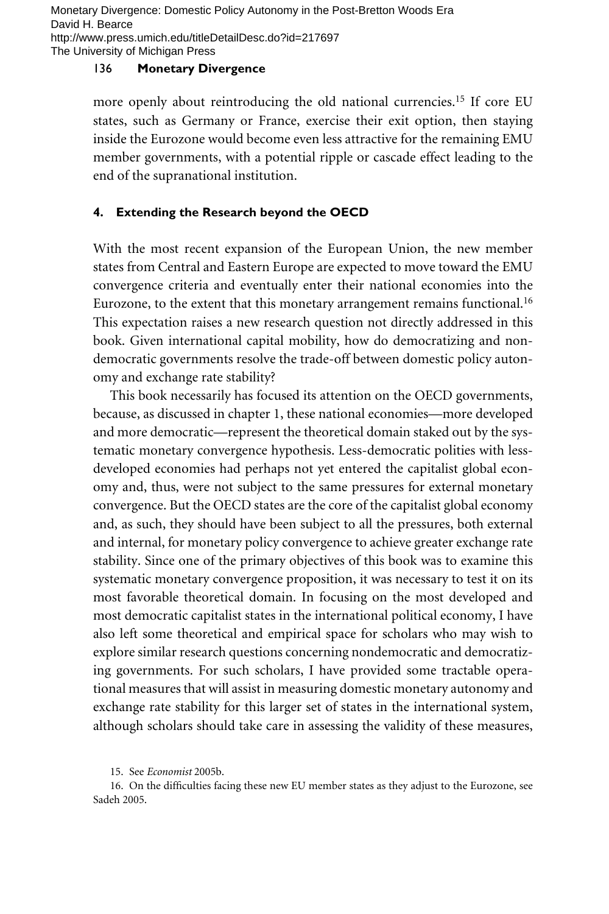more openly about reintroducing the old national currencies.[15] If core EU states, such as Germany or France, exercise their exit option, then staying inside the Eurozone would become even less attractive for the remaining EMU member governments, with a potential ripple or cascade effect leading to the end of the supranational institution.

### 4. Extending the Research beyond the OECD

With the most recent expansion of the European Union, the new member states from Central and Eastern Europe are expected to move toward the EMU convergence criteria and eventually enter their national economies into the Eurozone, to the extent that this monetary arrangement remains functional.[16] This expectation raises a new research question not directly addressed in this book. Given international capital mobility, how do democratizing and nondemocratic governments resolve the trade-off between domestic policy autonomy and exchange rate stability?

This book necessarily has focused its attention on the OECD governments, because, as discussed in chapter 1, these national economies—more developed and more democratic—represent the theoretical domain staked out by the systematic monetary convergence hypothesis. Less-democratic polities with less-developed economies had perhaps not yet entered the capitalist global economy and, thus, were not subject to the same pressures for external monetary convergence. But the OECD states are the core of the capitalist global economy and, as such, they should have been subject to all the pressures, both external and internal, for monetary policy convergence to achieve greater exchange rate stability. Since one of the primary objectives of this book was to examine this systematic monetary convergence proposition, it was necessary to test it on its most favorable theoretical domain. In focusing on the most developed and most democratic capitalist states in the international political economy, I have also left some theoretical and empirical space for scholars who may wish to explore similar research questions concerning nondemocratic and democratizing governments. For such scholars, I have provided some tractable operational measures that will assist in measuring domestic monetary autonomy and exchange rate stability for this larger set of states in the international system, although scholars should take care in assessing the validity of these measures,

15. See *Economist* 2005b.

16. On the difficulties facing these new EU member states as they adjust to the Eurozone, see Sadeh 2005.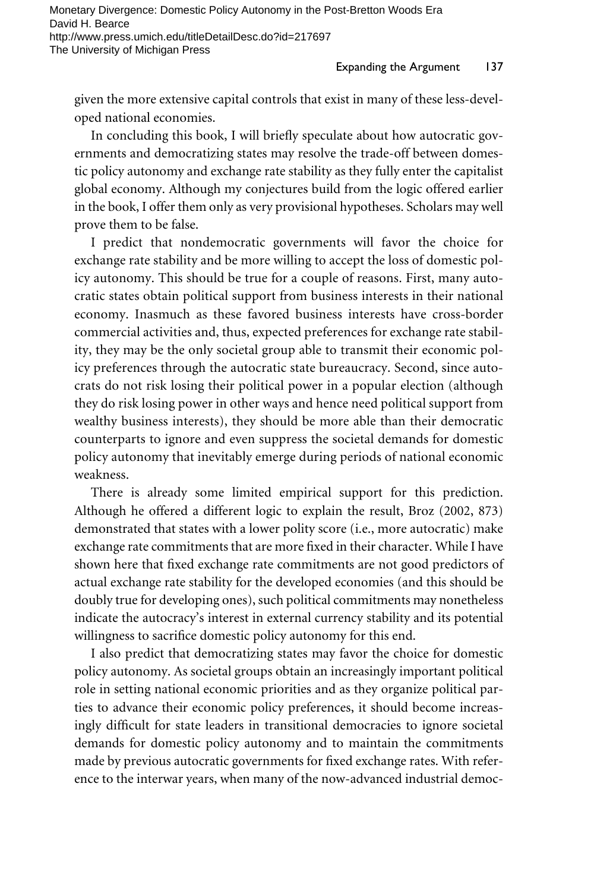given the more extensive capital controls that exist in many of these less-developed national economies.

In concluding this book, I will briefly speculate about how autocratic governments and democratizing states may resolve the trade-off between domestic policy autonomy and exchange rate stability as they fully enter the capitalist global economy. Although my conjectures build from the logic offered earlier in the book, I offer them only as very provisional hypotheses. Scholars may well prove them to be false.

I predict that nondemocratic governments will favor the choice for exchange rate stability and be more willing to accept the loss of domestic policy autonomy. This should be true for a couple of reasons. First, many autocratic states obtain political support from business interests in their national economy. Inasmuch as these favored business interests have cross-border commercial activities and, thus, expected preferences for exchange rate stability, they may be the only societal group able to transmit their economic policy preferences through the autocratic state bureaucracy. Second, since autocrats do not risk losing their political power in a popular election (although they do risk losing power in other ways and hence need political support from wealthy business interests), they should be more able than their democratic counterparts to ignore and even suppress the societal demands for domestic policy autonomy that inevitably emerge during periods of national economic weakness.

There is already some limited empirical support for this prediction. Although he offered a different logic to explain the result, Broz (2002, 873) demonstrated that states with a lower polity score (i.e., more autocratic) make exchange rate commitments that are more fixed in their character. While I have shown here that fixed exchange rate commitments are not good predictors of actual exchange rate stability for the developed economies (and this should be doubly true for developing ones), such political commitments may nonetheless indicate the autocracy's interest in external currency stability and its potential willingness to sacrifice domestic policy autonomy for this end.

I also predict that democratizing states may favor the choice for domestic policy autonomy. As societal groups obtain an increasingly important political role in setting national economic priorities and as they organize political parties to advance their economic policy preferences, it should become increasingly difficult for state leaders in transitional democracies to ignore societal demands for domestic policy autonomy and to maintain the commitments made by previous autocratic governments for fixed exchange rates. With reference to the interwar years, when many of the now-advanced industrial democ-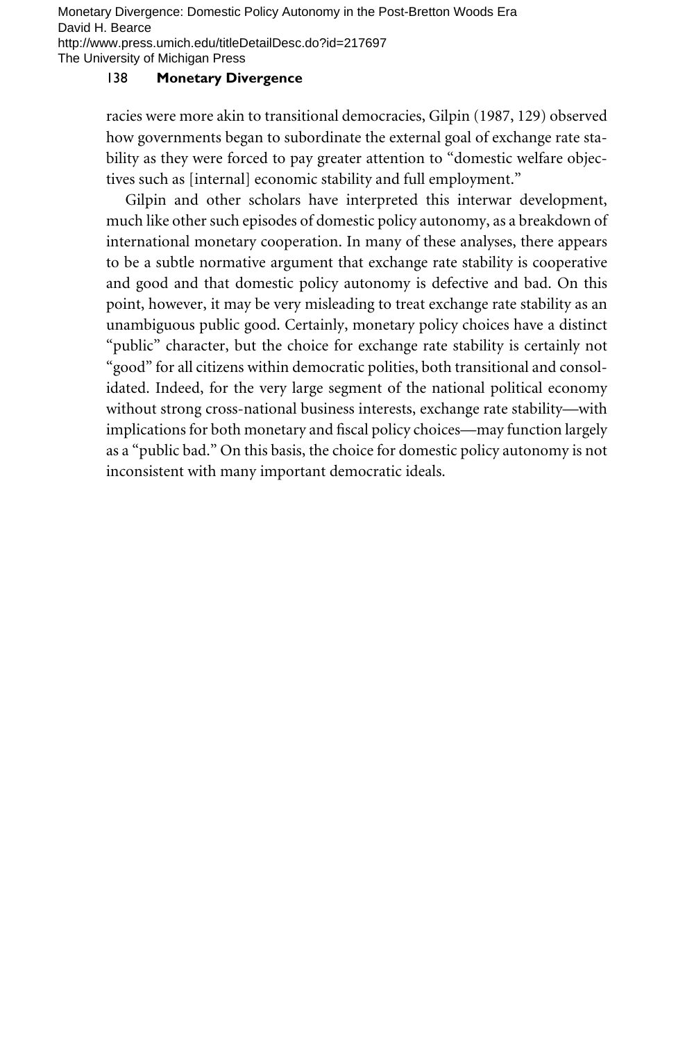racies were more akin to transitional democracies, Gilpin (1987, 129) observed how governments began to subordinate the external goal of exchange rate stability as they were forced to pay greater attention to "domestic welfare objectives such as [internal] economic stability and full employment."

Gilpin and other scholars have interpreted this interwar development, much like other such episodes of domestic policy autonomy, as a breakdown of international monetary cooperation. In many of these analyses, there appears to be a subtle normative argument that exchange rate stability is cooperative and good and that domestic policy autonomy is defective and bad. On this point, however, it may be very misleading to treat exchange rate stability as an unambiguous public good. Certainly, monetary policy choices have a distinct "public" character, but the choice for exchange rate stability is certainly not "good" for all citizens within democratic polities, both transitional and consolidated. Indeed, for the very large segment of the national political economy without strong cross-national business interests, exchange rate stability—with implications for both monetary and fiscal policy choices—may function largely as a "public bad." On this basis, the choice for domestic policy autonomy is not inconsistent with many important democratic ideals.